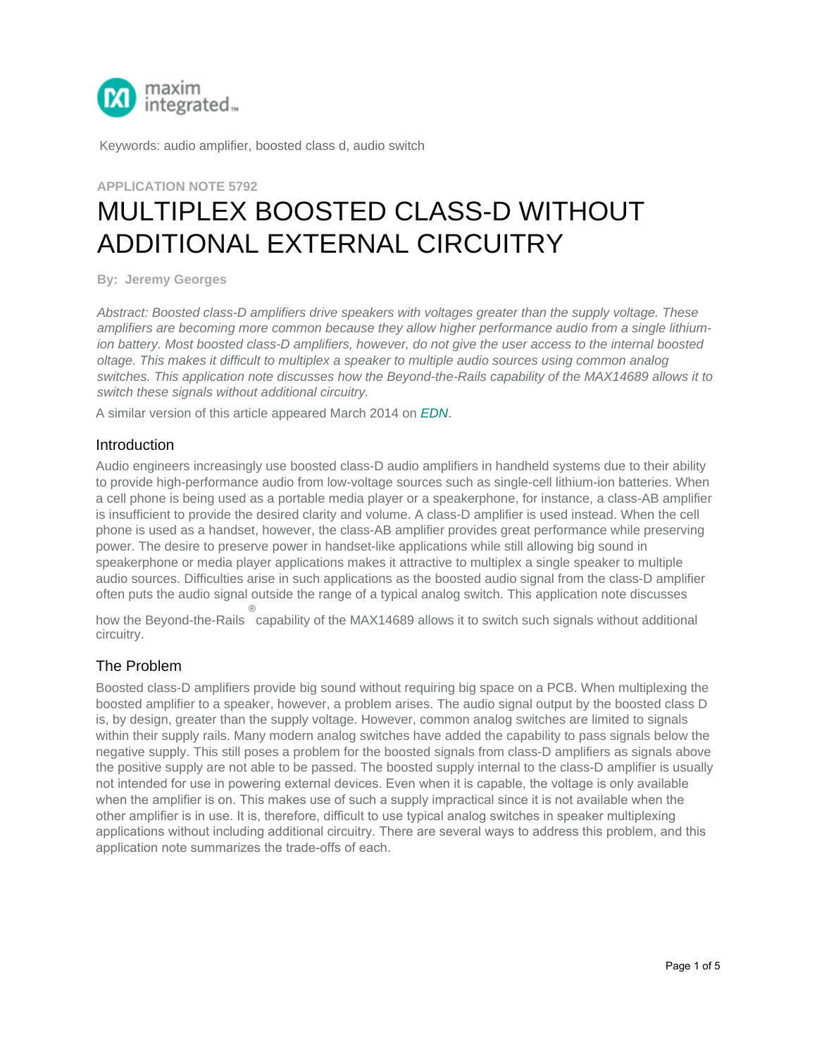Keywords: audio amplifier, boosted class d, audio switch

APPLICATION NOTE 5792

# MULTIPLEX BOOSTED CLASS-D WITHOUT ADDITIONAL EXTERNAL CIRCUITRY

**By: Jeremy Georges**

*Abstract: Boosted class-D amplifiers drive speakers with voltages greater than the supply voltage. These amplifiers are becoming more common because they allow higher performance audio from a single lithium-ion battery. Most boosted class-D amplifiers, however, do not give the user access to the internal boosted oltage. This makes it difficult to multiplex a speaker to multiple audio sources using common analog switches. This application note discusses how the Beyond-the-Rails capability of the MAX14689 allows it to switch these signals without additional circuitry.*

A similar version of this article appeared March 2014 on *EDN*.

## Introduction

Audio engineers increasingly use boosted class-D audio amplifiers in handheld systems due to their ability to provide high-performance audio from low-voltage sources such as single-cell lithium-ion batteries. When a cell phone is being used as a portable media player or a speakerphone, for instance, a class-AB amplifier is insufficient to provide the desired clarity and volume. A class-D amplifier is used instead. When the cell phone is used as a handset, however, the class-AB amplifier provides great performance while preserving power. The desire to preserve power in handset-like applications while still allowing big sound in speakerphone or media player applications makes it attractive to multiplex a single speaker to multiple audio sources. Difficulties arise in such applications as the boosted audio signal from the class-D amplifier often puts the audio signal outside the range of a typical analog switch. This application note discusses how the Beyond-the-Rails® capability of the MAX14689 allows it to switch such signals without additional circuitry.

## The Problem

Boosted class-D amplifiers provide big sound without requiring big space on a PCB. When multiplexing the boosted amplifier to a speaker, however, a problem arises. The audio signal output by the boosted class D is, by design, greater than the supply voltage. However, common analog switches are limited to signals within their supply rails. Many modern analog switches have added the capability to pass signals below the negative supply. This still poses a problem for the boosted signals from class-D amplifiers as signals above the positive supply are not able to be passed. The boosted supply internal to the class-D amplifier is usually not intended for use in powering external devices. Even when it is capable, the voltage is only available when the amplifier is on. This makes use of such a supply impractical since it is not available when the other amplifier is in use. It is, therefore, difficult to use typical analog switches in speaker multiplexing applications without including additional circuitry. There are several ways to address this problem, and this application note summarizes the trade-offs of each.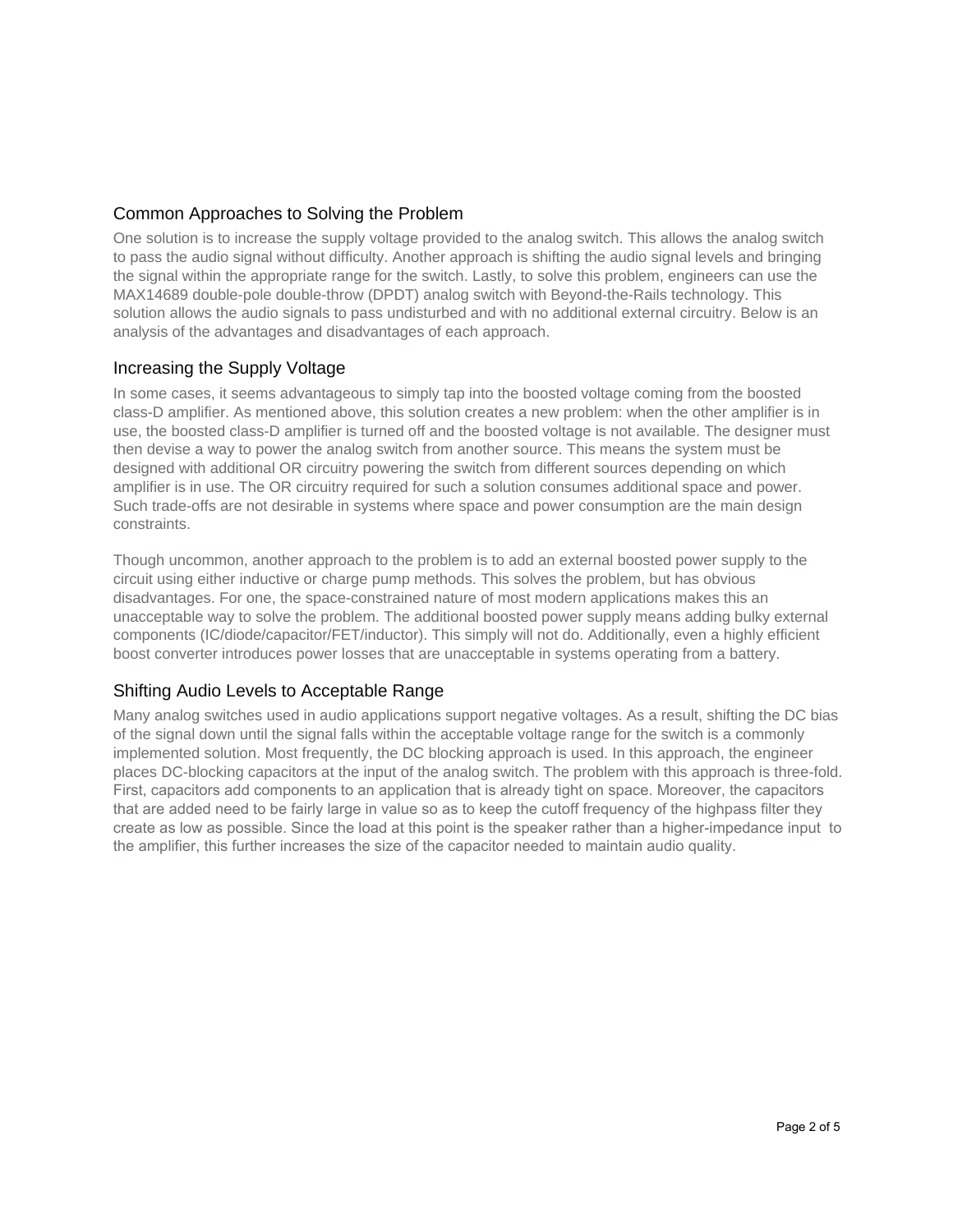## Common Approaches to Solving the Problem

One solution is to increase the supply voltage provided to the analog switch. This allows the analog switch to pass the audio signal without difficulty. Another approach is shifting the audio signal levels and bringing the signal within the appropriate range for the switch. Lastly, to solve this problem, engineers can use the MAX14689 double-pole double-throw (DPDT) analog switch with Beyond-the-Rails technology. This solution allows the audio signals to pass undisturbed and with no additional external circuitry. Below is an analysis of the advantages and disadvantages of each approach.

## Increasing the Supply Voltage

In some cases, it seems advantageous to simply tap into the boosted voltage coming from the boosted class-D amplifier. As mentioned above, this solution creates a new problem: when the other amplifier is in use, the boosted class-D amplifier is turned off and the boosted voltage is not available. The designer must then devise a way to power the analog switch from another source. This means the system must be designed with additional OR circuitry powering the switch from different sources depending on which amplifier is in use. The OR circuitry required for such a solution consumes additional space and power. Such trade-offs are not desirable in systems where space and power consumption are the main design constraints.

Though uncommon, another approach to the problem is to add an external boosted power supply to the circuit using either inductive or charge pump methods. This solves the problem, but has obvious disadvantages. For one, the space-constrained nature of most modern applications makes this an unacceptable way to solve the problem. The additional boosted power supply means adding bulky external components (IC/diode/capacitor/FET/inductor). This simply will not do. Additionally, even a highly efficient boost converter introduces power losses that are unacceptable in systems operating from a battery.

## Shifting Audio Levels to Acceptable Range

Many analog switches used in audio applications support negative voltages. As a result, shifting the DC bias of the signal down until the signal falls within the acceptable voltage range for the switch is a commonly implemented solution. Most frequently, the DC blocking approach is used. In this approach, the engineer places DC-blocking capacitors at the input of the analog switch. The problem with this approach is three-fold. First, capacitors add components to an application that is already tight on space. Moreover, the capacitors that are added need to be fairly large in value so as to keep the cutoff frequency of the highpass filter they create as low as possible. Since the load at this point is the speaker rather than a higher-impedance input to the amplifier, this further increases the size of the capacitor needed to maintain audio quality.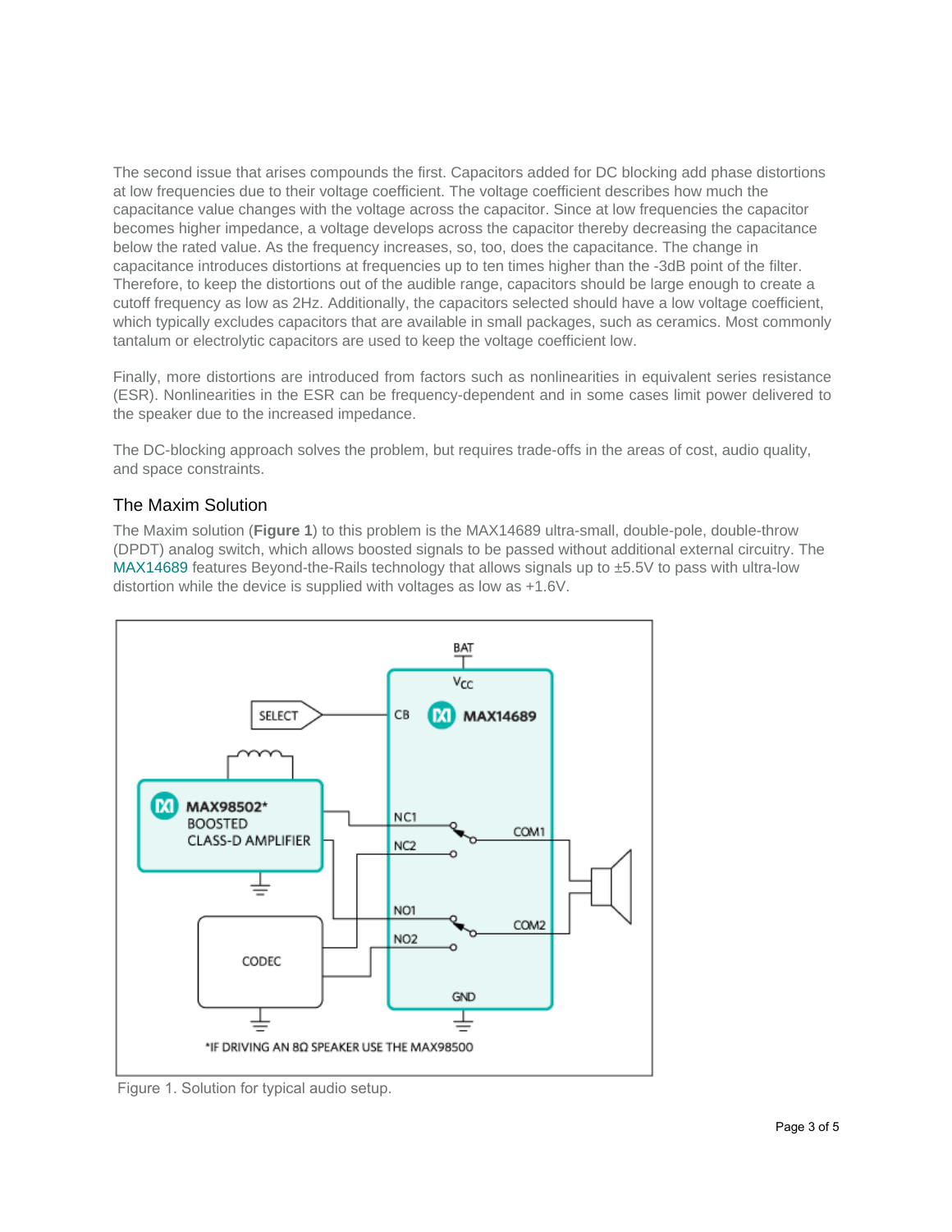The second issue that arises compounds the first. Capacitors added for DC blocking add phase distortions at low frequencies due to their voltage coefficient. The voltage coefficient describes how much the capacitance value changes with the voltage across the capacitor. Since at low frequencies the capacitor becomes higher impedance, a voltage develops across the capacitor thereby decreasing the capacitance below the rated value. As the frequency increases, so, too, does the capacitance. The change in capacitance introduces distortions at frequencies up to ten times higher than the -3dB point of the filter. Therefore, to keep the distortions out of the audible range, capacitors should be large enough to create a cutoff frequency as low as 2Hz. Additionally, the capacitors selected should have a low voltage coefficient, which typically excludes capacitors that are available in small packages, such as ceramics. Most commonly tantalum or electrolytic capacitors are used to keep the voltage coefficient low.

Finally, more distortions are introduced from factors such as nonlinearities in equivalent series resistance (ESR). Nonlinearities in the ESR can be frequency-dependent and in some cases limit power delivered to the speaker due to the increased impedance.

The DC-blocking approach solves the problem, but requires trade-offs in the areas of cost, audio quality, and space constraints.

## The Maxim Solution

The Maxim solution (**Figure 1**) to this problem is the MAX14689 ultra-small, double-pole, double-throw (DPDT) analog switch, which allows boosted signals to be passed without additional external circuitry. The MAX14689 features Beyond-the-Rails technology that allows signals up to ±5.5V to pass with ultra-low distortion while the device is supplied with voltages as low as +1.6V.

Figure 1. Solution for typical audio setup.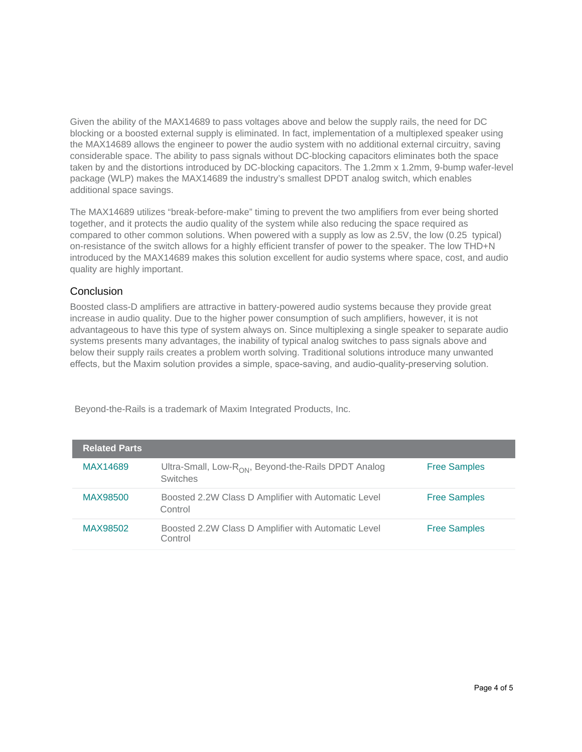Given the ability of the MAX14689 to pass voltages above and below the supply rails, the need for DC blocking or a boosted external supply is eliminated. In fact, implementation of a multiplexed speaker using the MAX14689 allows the engineer to power the audio system with no additional external circuitry, saving considerable space. The ability to pass signals without DC-blocking capacitors eliminates both the space taken by and the distortions introduced by DC-blocking capacitors. The 1.2mm x 1.2mm, 9-bump wafer-level package (WLP) makes the MAX14689 the industry's smallest DPDT analog switch, which enables additional space savings.

The MAX14689 utilizes "break-before-make" timing to prevent the two amplifiers from ever being shorted together, and it protects the audio quality of the system while also reducing the space required as compared to other common solutions. When powered with a supply as low as 2.5V, the low (0.25  typical) on-resistance of the switch allows for a highly efficient transfer of power to the speaker. The low THD+N introduced by the MAX14689 makes this solution excellent for audio systems where space, cost, and audio quality are highly important.

## Conclusion

Boosted class-D amplifiers are attractive in battery-powered audio systems because they provide great increase in audio quality. Due to the higher power consumption of such amplifiers, however, it is not advantageous to have this type of system always on. Since multiplexing a single speaker to separate audio systems presents many advantages, the inability of typical analog switches to pass signals above and below their supply rails creates a problem worth solving. Traditional solutions introduce many unwanted effects, but the Maxim solution provides a simple, space-saving, and audio-quality-preserving solution.

Beyond-the-Rails is a trademark of Maxim Integrated Products, Inc.

| Related Parts | | |
|---|---|---|
| MAX14689 | Ultra-Small, Low-$R_{ON}$, Beyond-the-Rails DPDT Analog Switches | Free Samples |
| MAX98500 | Boosted 2.2W Class D Amplifier with Automatic Level Control | Free Samples |
| MAX98502 | Boosted 2.2W Class D Amplifier with Automatic Level Control | Free Samples |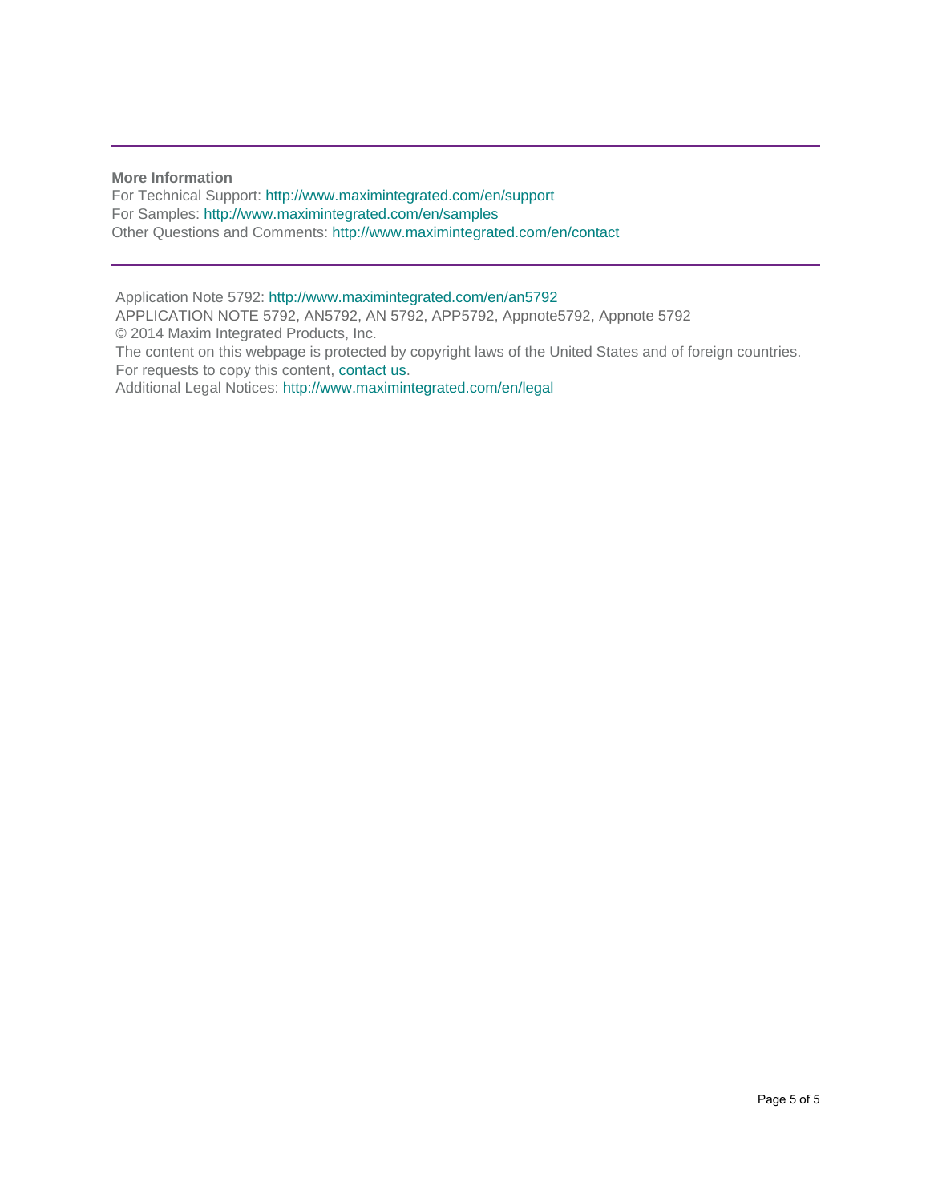**More Information**

For Technical Support: http://www.maximintegrated.com/en/support
For Samples: http://www.maximintegrated.com/en/samples
Other Questions and Comments: http://www.maximintegrated.com/en/contact

---

Application Note 5792: http://www.maximintegrated.com/en/an5792
APPLICATION NOTE 5792, AN5792, AN 5792, APP5792, Appnote5792, Appnote 5792
© 2014 Maxim Integrated Products, Inc.
The content on this webpage is protected by copyright laws of the United States and of foreign countries. For requests to copy this content, contact us.
Additional Legal Notices: http://www.maximintegrated.com/en/legal